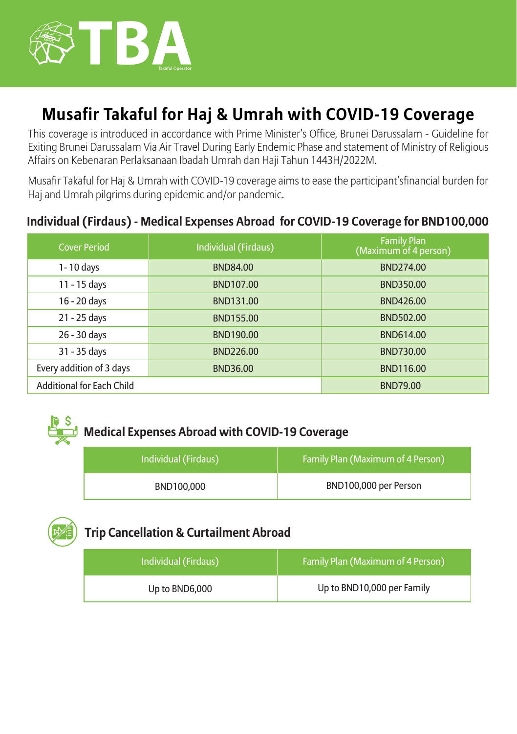TBA

Takaful Operator

# Musafir Takaful for Haj & Umrah with COVID-19 Coverage

This coverage is introduced in accordance with Prime Minister's Office, Brunei Darussalam - Guideline for Exiting Brunei Darussalam Via Air Travel During Early Endemic Phase and statement of Ministry of Religious Affairs on Kebenaran Perlaksanaan Ibadah Umrah dan Haji Tahun 1443H/2022M.

Musafir Takaful for Haj & Umrah with COVID-19 coverage aims to ease the participant'sfinancial burden for Haj and Umrah pilgrims during epidemic and/or pandemic.

## Individual (Firdaus) - Medical Expenses Abroad for COVID-19 Coverage for BND100,000

| Cover Period | Individual (Firdaus) | Family Plan (Maximum of 4 person) |
|---|---|---|
| 1- 10 days | BND84.00 | BND274.00 |
| 11 - 15 days | BND107.00 | BND350.00 |
| 16 - 20 days | BND131.00 | BND426.00 |
| 21 - 25 days | BND155.00 | BND502.00 |
| 26 - 30 days | BND190.00 | BND614.00 |
| 31 - 35 days | BND226.00 | BND730.00 |
| Every addition of 3 days | BND36.00 | BND116.00 |
| Additional for Each Child | | BND79.00 |

## Medical Expenses Abroad with COVID-19 Coverage

| Individual (Firdaus) | Family Plan (Maximum of 4 Person) |
|---|---|
| BND100,000 | BND100,000 per Person |

## Trip Cancellation & Curtailment Abroad

| Individual (Firdaus) | Family Plan (Maximum of 4 Person) |
|---|---|
| Up to BND6,000 | Up to BND10,000 per Family |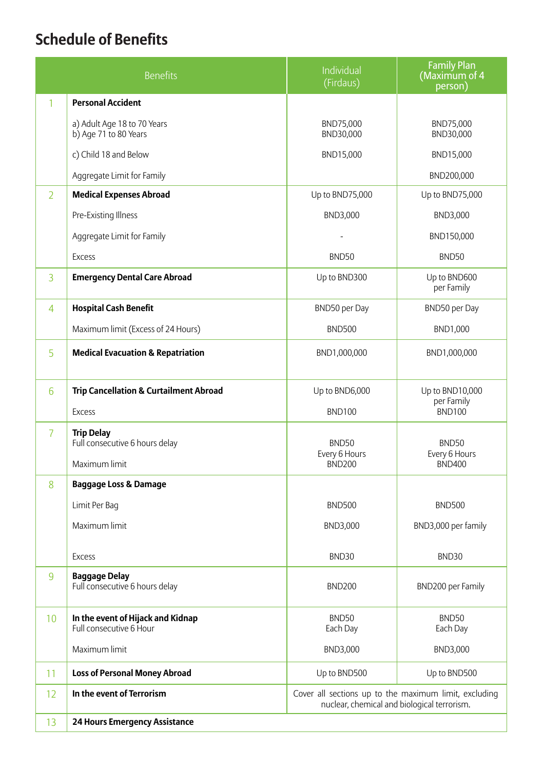## Schedule of Benefits

| | Benefits | Individual (Firdaus) | Family Plan (Maximum of 4 person) |
|---|---|---|---|
| 1 | **Personal Accident** | | |
| | a) Adult Age 18 to 70 Years<br>b) Age 71 to 80 Years | BND75,000<br>BND30,000 | BND75,000<br>BND30,000 |
| | c) Child 18 and Below | BND15,000 | BND15,000 |
| | Aggregate Limit for Family | | BND200,000 |
| 2 | **Medical Expenses Abroad** | Up to BND75,000 | Up to BND75,000 |
| | Pre-Existing Illness | BND3,000 | BND3,000 |
| | Aggregate Limit for Family | - | BND150,000 |
| | Excess | BND50 | BND50 |
| 3 | **Emergency Dental Care Abroad** | Up to BND300 | Up to BND600 per Family |
| 4 | **Hospital Cash Benefit** | BND50 per Day | BND50 per Day |
| | Maximum limit (Excess of 24 Hours) | BND500 | BND1,000 |
| 5 | **Medical Evacuation & Repatriation** | BND1,000,000 | BND1,000,000 |
| 6 | **Trip Cancellation & Curtailment Abroad** | Up to BND6,000 | Up to BND10,000 per Family |
| | Excess | BND100 | BND100 |
| 7 | **Trip Delay**<br>Full consecutive 6 hours delay | BND50<br>Every 6 Hours | BND50<br>Every 6 Hours |
| | Maximum limit | BND200 | BND400 |
| 8 | **Baggage Loss & Damage** | | |
| | Limit Per Bag | BND500 | BND500 |
| | Maximum limit | BND3,000 | BND3,000 per family |
| | Excess | BND30 | BND30 |
| 9 | **Baggage Delay**<br>Full consecutive 6 hours delay | BND200 | BND200 per Family |
| 10 | **In the event of Hijack and Kidnap**<br>Full consecutive 6 Hour | BND50<br>Each Day | BND50<br>Each Day |
| | Maximum limit | BND3,000 | BND3,000 |
| 11 | **Loss of Personal Money Abroad** | Up to BND500 | Up to BND500 |
| 12 | **In the event of Terrorism** | Cover all sections up to the maximum limit, excluding nuclear, chemical and biological terrorism. | |
| 13 | **24 Hours Emergency Assistance** | | |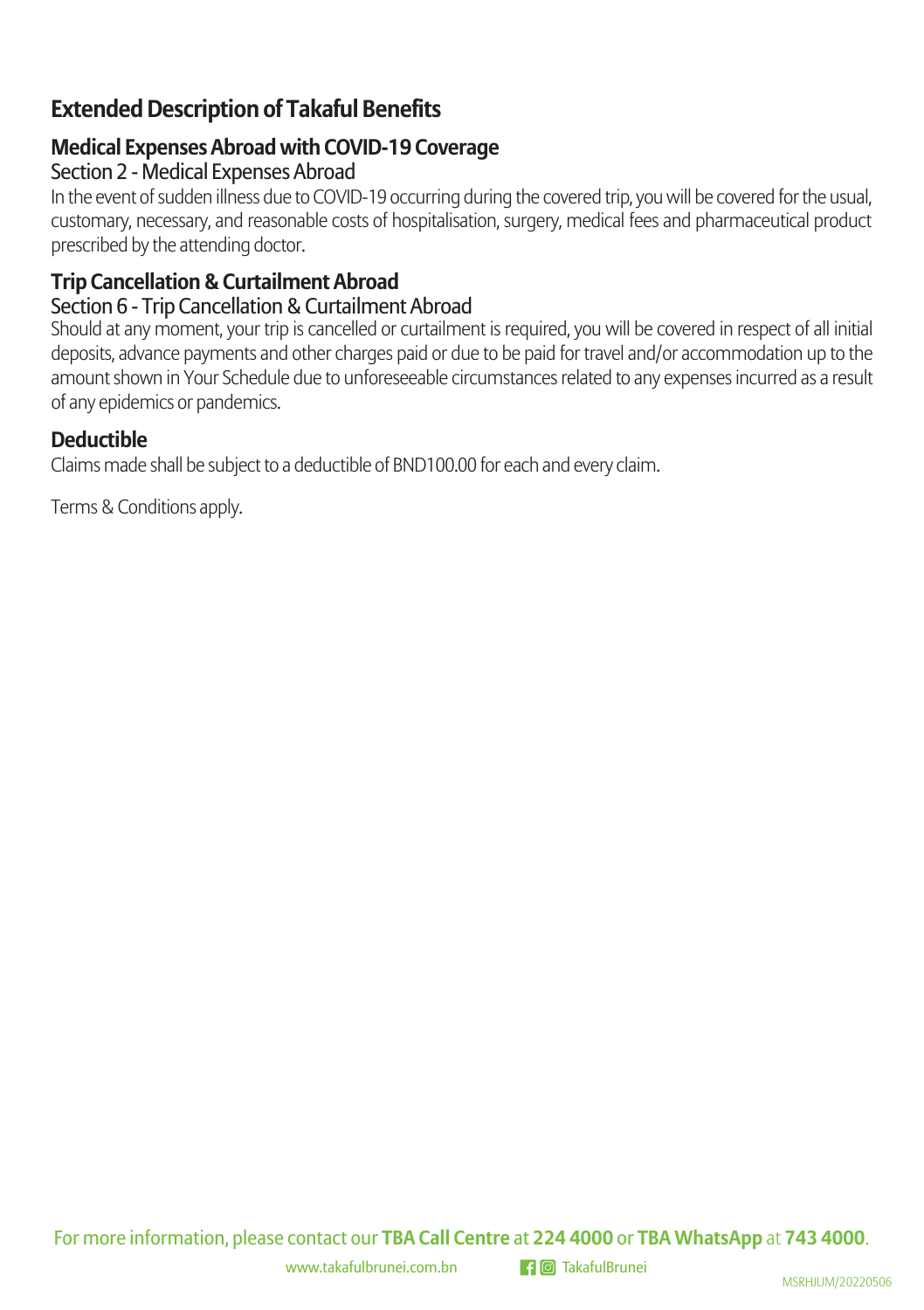# Extended Description of Takaful Benefits

## Medical Expenses Abroad with COVID-19 Coverage

Section 2 - Medical Expenses Abroad

In the event of sudden illness due to COVID-19 occurring during the covered trip, you will be covered for the usual, customary, necessary, and reasonable costs of hospitalisation, surgery, medical fees and pharmaceutical product prescribed by the attending doctor.

## Trip Cancellation & Curtailment Abroad

Section 6 - Trip Cancellation & Curtailment Abroad

Should at any moment, your trip is cancelled or curtailment is required, you will be covered in respect of all initial deposits, advance payments and other charges paid or due to be paid for travel and/or accommodation up to the amount shown in Your Schedule due to unforeseeable circumstances related to any expenses incurred as a result of any epidemics or pandemics.

## Deductible

Claims made shall be subject to a deductible of BND100.00 for each and every claim.

Terms & Conditions apply.

For more information, please contact our **TBA Call Centre** at **224 4000** or **TBA WhatsApp** at **743 4000**.

www.takafulbrunei.com.bn TakafulBrunei

MSRHJUM/20220506